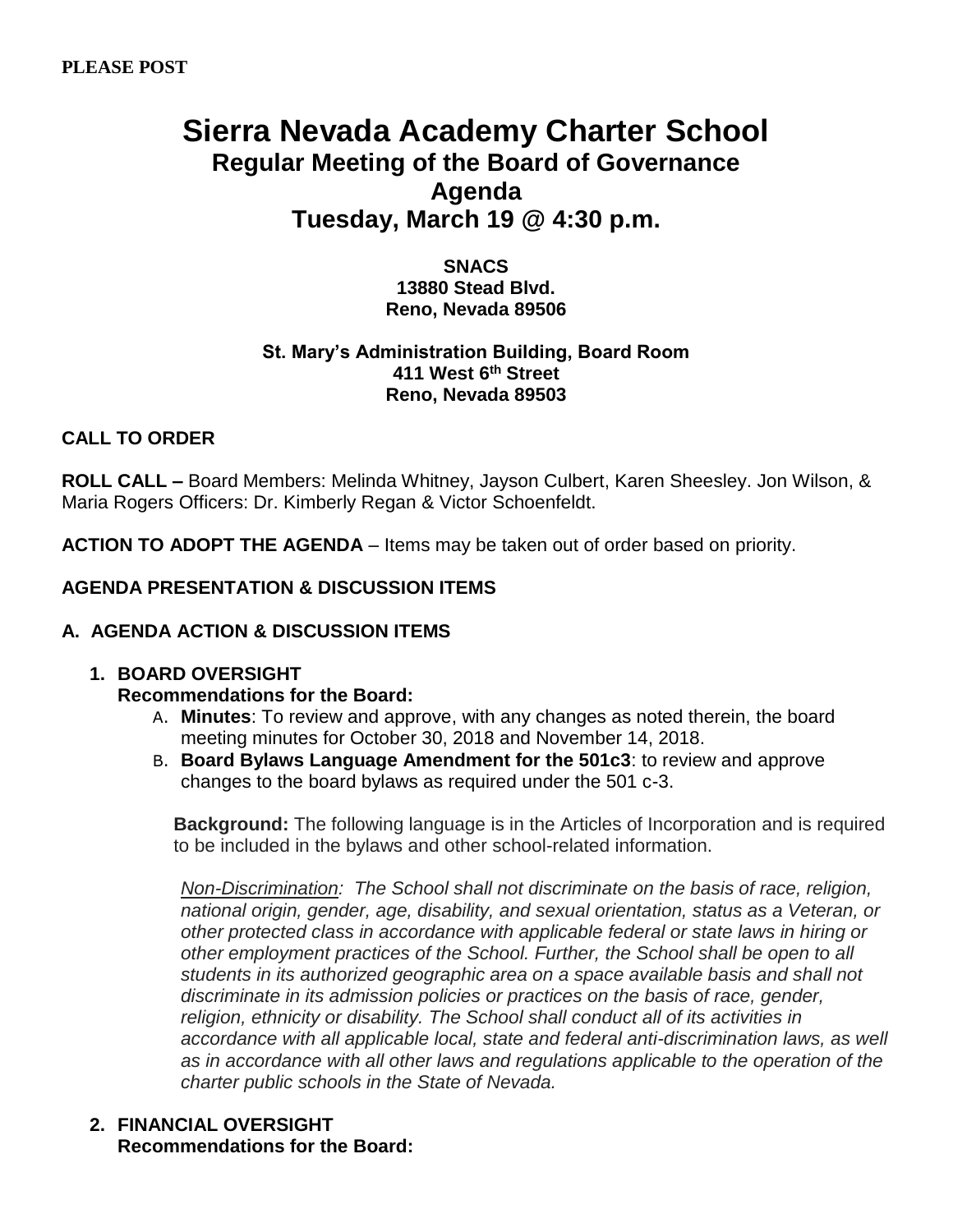**PLEASE POST**

# Sierra Nevada Academy Charter School

## Regular Meeting of the Board of Governance

## Agenda

## Tuesday, March 19 @ 4:30 p.m.

**SNACS**
**13880 Stead Blvd.**
**Reno, Nevada 89506**

**St. Mary's Administration Building, Board Room**
**411 West 6th Street**
**Reno, Nevada 89503**

**CALL TO ORDER**

**ROLL CALL –** Board Members: Melinda Whitney, Jayson Culbert, Karen Sheesley. Jon Wilson, & Maria Rogers Officers: Dr. Kimberly Regan & Victor Schoenfeldt.

**ACTION TO ADOPT THE AGENDA** – Items may be taken out of order based on priority.

**AGENDA PRESENTATION & DISCUSSION ITEMS**

**A. AGENDA ACTION & DISCUSSION ITEMS**

1. **BOARD OVERSIGHT**
   **Recommendations for the Board:**
   A. **Minutes**: To review and approve, with any changes as noted therein, the board meeting minutes for October 30, 2018 and November 14, 2018.
   B. **Board Bylaws Language Amendment for the 501c3**: to review and approve changes to the board bylaws as required under the 501 c-3.

      **Background:** The following language is in the Articles of Incorporation and is required to be included in the bylaws and other school-related information.

      *Non-Discrimination: The School shall not discriminate on the basis of race, religion, national origin, gender, age, disability, and sexual orientation, status as a Veteran, or other protected class in accordance with applicable federal or state laws in hiring or other employment practices of the School. Further, the School shall be open to all students in its authorized geographic area on a space available basis and shall not discriminate in its admission policies or practices on the basis of race, gender, religion, ethnicity or disability. The School shall conduct all of its activities in accordance with all applicable local, state and federal anti-discrimination laws, as well as in accordance with all other laws and regulations applicable to the operation of the charter public schools in the State of Nevada.*

2. **FINANCIAL OVERSIGHT**
   **Recommendations for the Board:**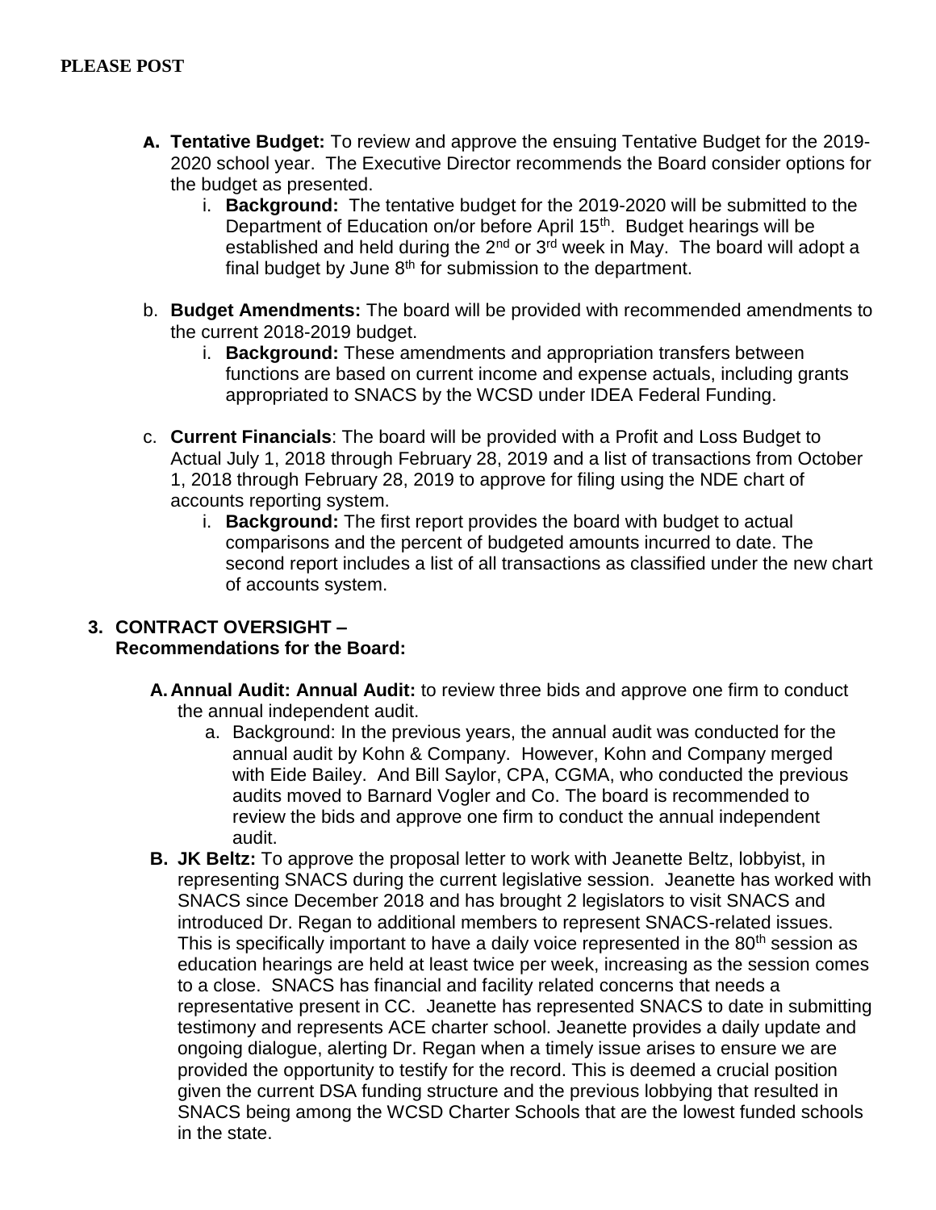**PLEASE POST**

- **A. Tentative Budget:** To review and approve the ensuing Tentative Budget for the 2019-2020 school year. The Executive Director recommends the Board consider options for the budget as presented.
  - i. **Background:** The tentative budget for the 2019-2020 will be submitted to the Department of Education on/or before April 15th. Budget hearings will be established and held during the 2nd or 3rd week in May. The board will adopt a final budget by June 8th for submission to the department.
- b. **Budget Amendments:** The board will be provided with recommended amendments to the current 2018-2019 budget.
  - i. **Background:** These amendments and appropriation transfers between functions are based on current income and expense actuals, including grants appropriated to SNACS by the WCSD under IDEA Federal Funding.
- c. **Current Financials**: The board will be provided with a Profit and Loss Budget to Actual July 1, 2018 through February 28, 2019 and a list of transactions from October 1, 2018 through February 28, 2019 to approve for filing using the NDE chart of accounts reporting system.
  - i. **Background:** The first report provides the board with budget to actual comparisons and the percent of budgeted amounts incurred to date. The second report includes a list of all transactions as classified under the new chart of accounts system.

**3. CONTRACT OVERSIGHT –**
**Recommendations for the Board:**

- **A. Annual Audit: Annual Audit:** to review three bids and approve one firm to conduct the annual independent audit.
  - a. Background: In the previous years, the annual audit was conducted for the annual audit by Kohn & Company. However, Kohn and Company merged with Eide Bailey. And Bill Saylor, CPA, CGMA, who conducted the previous audits moved to Barnard Vogler and Co. The board is recommended to review the bids and approve one firm to conduct the annual independent audit.
- **B. JK Beltz:** To approve the proposal letter to work with Jeanette Beltz, lobbyist, in representing SNACS during the current legislative session. Jeanette has worked with SNACS since December 2018 and has brought 2 legislators to visit SNACS and introduced Dr. Regan to additional members to represent SNACS-related issues. This is specifically important to have a daily voice represented in the 80th session as education hearings are held at least twice per week, increasing as the session comes to a close. SNACS has financial and facility related concerns that needs a representative present in CC. Jeanette has represented SNACS to date in submitting testimony and represents ACE charter school. Jeanette provides a daily update and ongoing dialogue, alerting Dr. Regan when a timely issue arises to ensure we are provided the opportunity to testify for the record. This is deemed a crucial position given the current DSA funding structure and the previous lobbying that resulted in SNACS being among the WCSD Charter Schools that are the lowest funded schools in the state.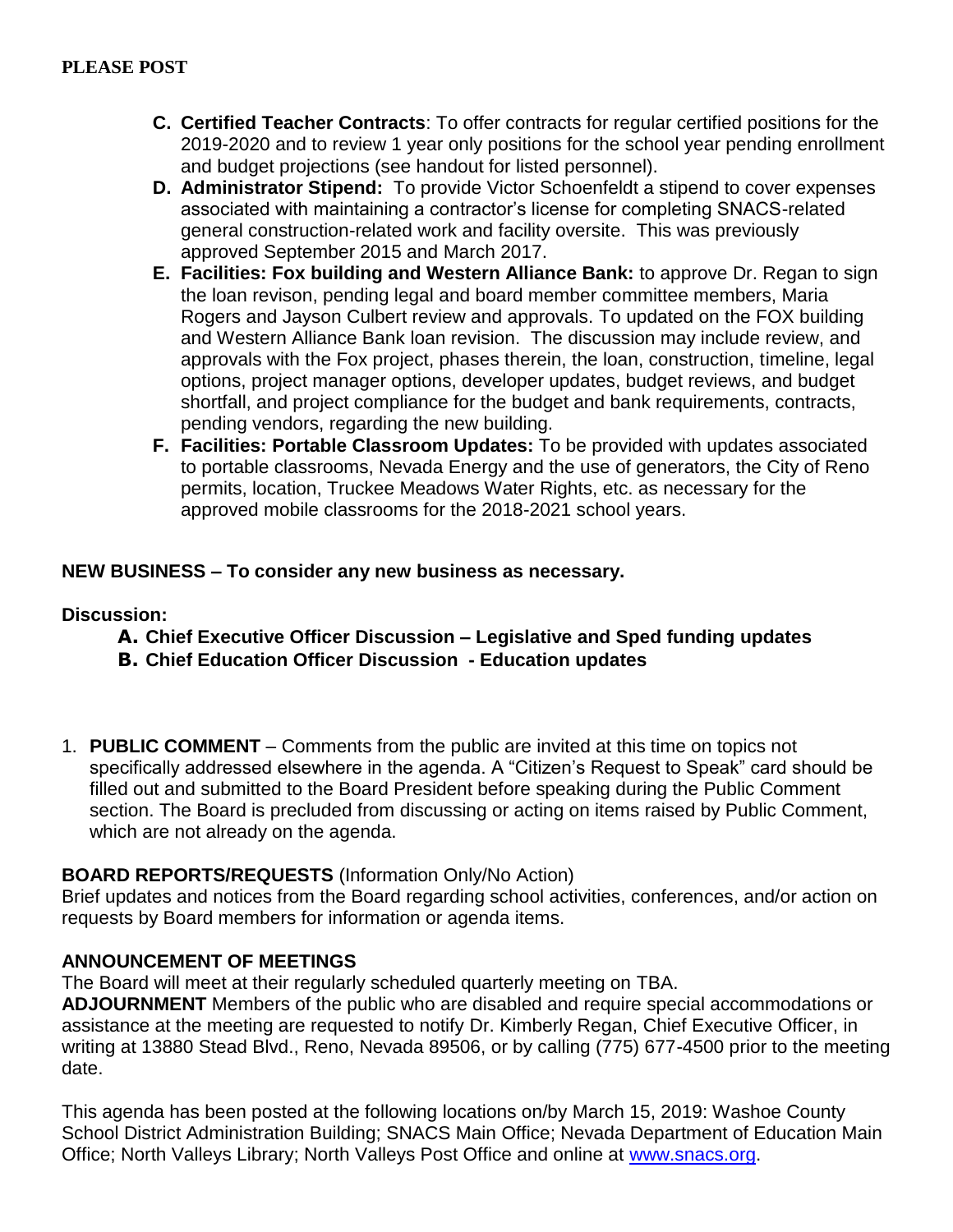**PLEASE POST**

C. **Certified Teacher Contracts**: To offer contracts for regular certified positions for the 2019-2020 and to review 1 year only positions for the school year pending enrollment and budget projections (see handout for listed personnel).
D. **Administrator Stipend:** To provide Victor Schoenfeldt a stipend to cover expenses associated with maintaining a contractor's license for completing SNACS-related general construction-related work and facility oversite. This was previously approved September 2015 and March 2017.
E. **Facilities: Fox building and Western Alliance Bank:** to approve Dr. Regan to sign the loan revison, pending legal and board member committee members, Maria Rogers and Jayson Culbert review and approvals. To updated on the FOX building and Western Alliance Bank loan revision. The discussion may include review, and approvals with the Fox project, phases therein, the loan, construction, timeline, legal options, project manager options, developer updates, budget reviews, and budget shortfall, and project compliance for the budget and bank requirements, contracts, pending vendors, regarding the new building.
F. **Facilities: Portable Classroom Updates:** To be provided with updates associated to portable classrooms, Nevada Energy and the use of generators, the City of Reno permits, location, Truckee Meadows Water Rights, etc. as necessary for the approved mobile classrooms for the 2018-2021 school years.

**NEW BUSINESS – To consider any new business as necessary.**

**Discussion:**

A. **Chief Executive Officer Discussion – Legislative and Sped funding updates**
B. **Chief Education Officer Discussion - Education updates**

1. **PUBLIC COMMENT** – Comments from the public are invited at this time on topics not specifically addressed elsewhere in the agenda. A "Citizen's Request to Speak" card should be filled out and submitted to the Board President before speaking during the Public Comment section. The Board is precluded from discussing or acting on items raised by Public Comment, which are not already on the agenda.

**BOARD REPORTS/REQUESTS** (Information Only/No Action)
Brief updates and notices from the Board regarding school activities, conferences, and/or action on requests by Board members for information or agenda items.

**ANNOUNCEMENT OF MEETINGS**
The Board will meet at their regularly scheduled quarterly meeting on TBA.
**ADJOURNMENT** Members of the public who are disabled and require special accommodations or assistance at the meeting are requested to notify Dr. Kimberly Regan, Chief Executive Officer, in writing at 13880 Stead Blvd., Reno, Nevada 89506, or by calling (775) 677-4500 prior to the meeting date.

This agenda has been posted at the following locations on/by March 15, 2019: Washoe County School District Administration Building; SNACS Main Office; Nevada Department of Education Main Office; North Valleys Library; North Valleys Post Office and online at www.snacs.org.